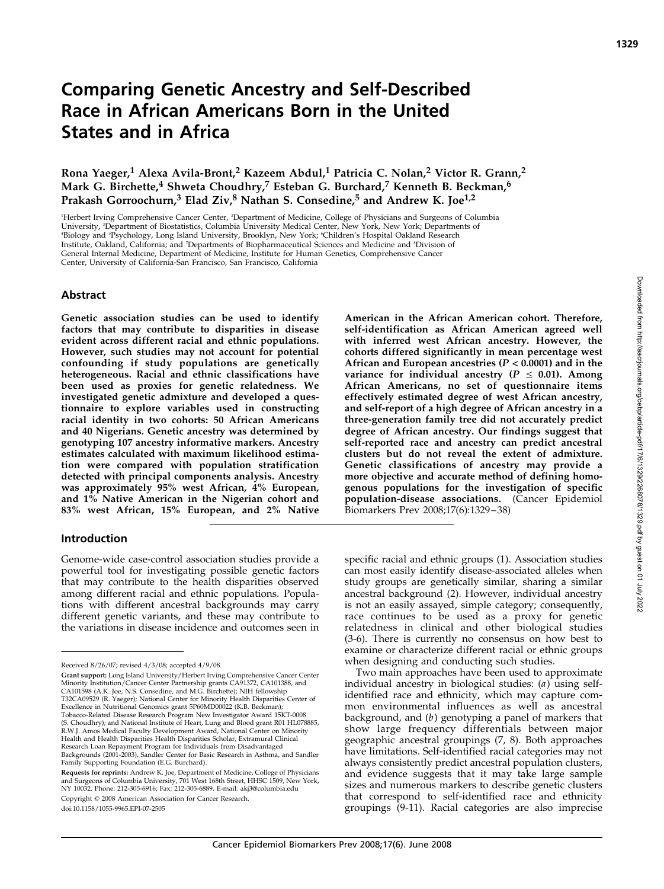# Comparing Genetic Ancestry and Self-Described Race in African Americans Born in the United States and in Africa

**Rona Yaeger,[1] Alexa Avila-Bront,[2] Kazeem Abdul,[1] Patricia C. Nolan,[2] Victor R. Grann,[2] Mark G. Birchette,[4] Shweta Choudhry,[7] Esteban G. Burchard,[7] Kenneth B. Beckman,[6] Prakash Gorroochurn,[3] Elad Ziv,[8] Nathan S. Consedine,[5] and Andrew K. Joe[1,2]**

[1]Herbert Irving Comprehensive Cancer Center, [2]Department of Medicine, College of Physicians and Surgeons of Columbia University, [3]Department of Biostatistics, Columbia University Medical Center, New York, New York; Departments of [4]Biology and [5]Psychology, Long Island University, Brooklyn, New York; [6]Children's Hospital Oakland Research Institute, Oakland, California; and [7]Departments of Biopharmaceutical Sciences and Medicine and [8]Division of General Internal Medicine, Department of Medicine, Institute for Human Genetics, Comprehensive Cancer Center, University of California-San Francisco, San Francisco, California

## Abstract

**Genetic association studies can be used to identify factors that may contribute to disparities in disease evident across different racial and ethnic populations. However, such studies may not account for potential confounding if study populations are genetically heterogeneous. Racial and ethnic classifications have been used as proxies for genetic relatedness. We investigated genetic admixture and developed a questionnaire to explore variables used in constructing racial identity in two cohorts: 50 African Americans and 40 Nigerians. Genetic ancestry was determined by genotyping 107 ancestry informative markers. Ancestry estimates calculated with maximum likelihood estimation were compared with population stratification detected with principal components analysis. Ancestry was approximately 95% west African, 4% European, and 1% Native American in the Nigerian cohort and 83% west African, 15% European, and 2% Native American in the African American cohort. Therefore, self-identification as African American agreed well with inferred west African ancestry. However, the cohorts differed significantly in mean percentage west African and European ancestries ($P < 0.0001$) and in the variance for individual ancestry ($P \leq 0.01$). Among African Americans, no set of questionnaire items effectively estimated degree of west African ancestry, and self-report of a high degree of African ancestry in a three-generation family tree did not accurately predict degree of African ancestry. Our findings suggest that self-reported race and ancestry can predict ancestral clusters but do not reveal the extent of admixture. Genetic classifications of ancestry may provide a more objective and accurate method of defining homogenous populations for the investigation of specific population-disease associations.** (Cancer Epidemiol Biomarkers Prev 2008;17(6):1329–38)

## Introduction

Genome-wide case-control association studies provide a powerful tool for investigating possible genetic factors that may contribute to the health disparities observed among different racial and ethnic populations. Populations with different ancestral backgrounds may carry different genetic variants, and these may contribute to the variations in disease incidence and outcomes seen in specific racial and ethnic groups (1). Association studies can most easily identify disease-associated alleles when study groups are genetically similar, sharing a similar ancestral background (2). However, individual ancestry is not an easily assayed, simple category; consequently, race continues to be used as a proxy for genetic relatedness in clinical and other biological studies (3-6). There is currently no consensus on how best to examine or characterize different racial or ethnic groups when designing and conducting such studies.

Two main approaches have been used to approximate individual ancestry in biological studies: (*a*) using self-identified race and ethnicity, which may capture common environmental influences as well as ancestral background, and (*b*) genotyping a panel of markers that show large frequency differentials between major geographic ancestral groupings (7, 8). Both approaches have limitations. Self-identified racial categories may not always consistently predict ancestral population clusters, and evidence suggests that it may take large sample sizes and numerous markers to describe genetic clusters that correspond to self-identified race and ethnicity groupings (9-11). Racial categories are also imprecise

---

Received 8/26/07; revised 4/3/08; accepted 4/9/08.

**Grant support:** Long Island University/Herbert Irving Comprehensive Cancer Center Minority Institution/Cancer Center Partnership grants CA91372, CA101388, and CA101598 (A.K. Joe, N.S. Consedine, and M.G. Birchette); NIH fellowship T32CA09529 (R. Yaeger); National Center for Minority Health Disparities Center of Excellence in Nutritional Genomics grant 5P60MD00022 (K.B. Beckman); Tobacco-Related Disease Research Program New Investigator Award 15KT-0008 (S. Choudhry); and National Institute of Heart, Lung and Blood grant R01 HL078885, R.W.J. Amos Medical Faculty Development Award, National Center on Minority Health and Health Disparities Health Disparities Scholar, Extramural Clinical Research Loan Repayment Program for Individuals from Disadvantaged Backgrounds (2001-2003), Sandler Center for Basic Research in Asthma, and Sandler Family Supporting Foundation (E.G. Burchard).

**Requests for reprints:** Andrew K. Joe, Department of Medicine, College of Physicians and Surgeons of Columbia University, 701 West 168th Street, HHSC 1509, New York, NY 10032. Phone: 212-305-6916; Fax: 212-305-6889. E-mail: akj3@columbia.edu

Copyright © 2008 American Association for Cancer Research.

doi:10.1158/1055-9965.EPI-07-2505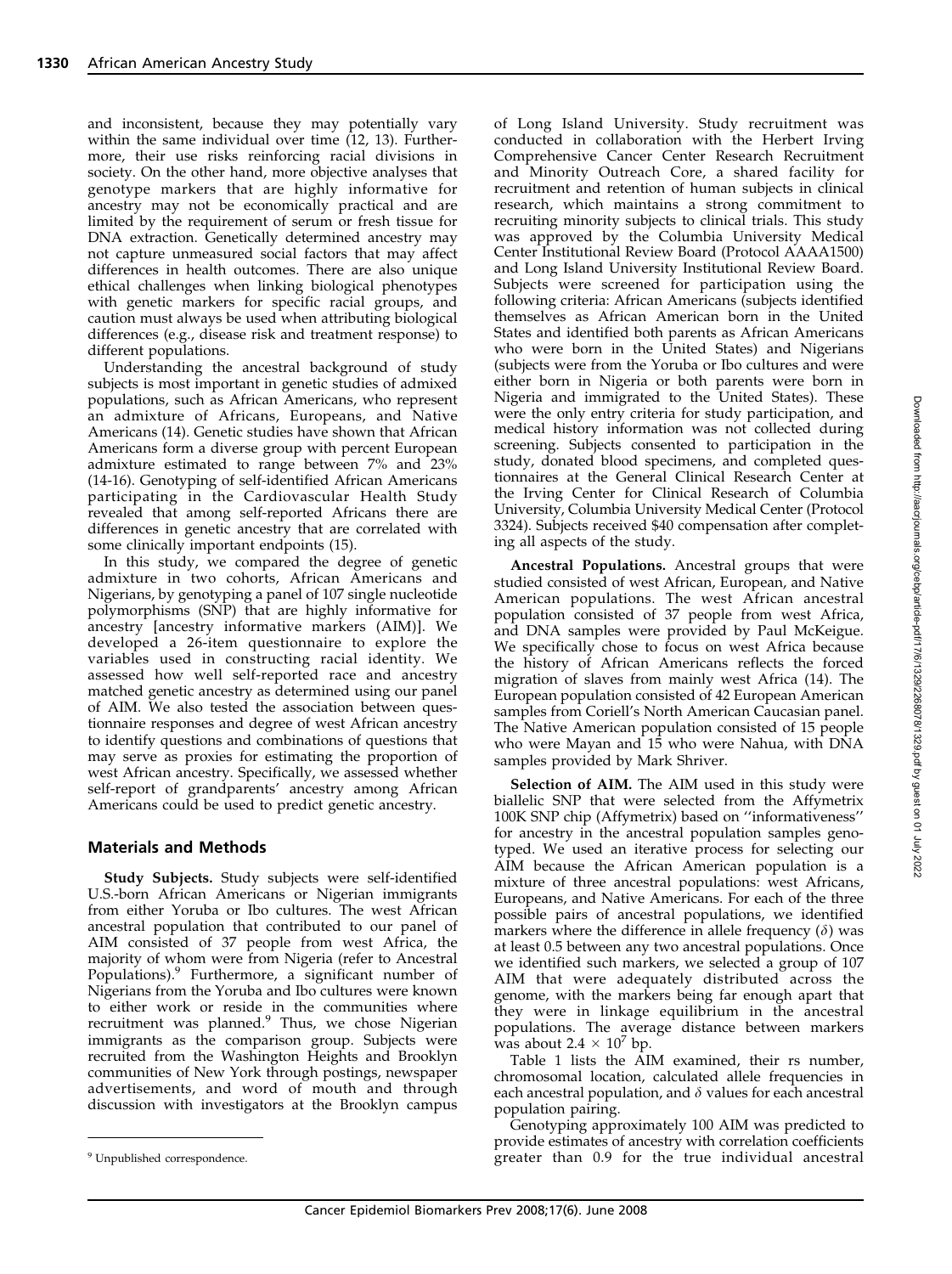and inconsistent, because they may potentially vary within the same individual over time (12, 13). Furthermore, their use risks reinforcing racial divisions in society. On the other hand, more objective analyses that genotype markers that are highly informative for ancestry may not be economically practical and are limited by the requirement of serum or fresh tissue for DNA extraction. Genetically determined ancestry may not capture unmeasured social factors that may affect differences in health outcomes. There are also unique ethical challenges when linking biological phenotypes with genetic markers for specific racial groups, and caution must always be used when attributing biological differences (e.g., disease risk and treatment response) to different populations.

Understanding the ancestral background of study subjects is most important in genetic studies of admixed populations, such as African Americans, who represent an admixture of Africans, Europeans, and Native Americans (14). Genetic studies have shown that African Americans form a diverse group with percent European admixture estimated to range between 7% and 23% (14-16). Genotyping of self-identified African Americans participating in the Cardiovascular Health Study revealed that among self-reported Africans there are differences in genetic ancestry that are correlated with some clinically important endpoints (15).

In this study, we compared the degree of genetic admixture in two cohorts, African Americans and Nigerians, by genotyping a panel of 107 single nucleotide polymorphisms (SNP) that are highly informative for ancestry [ancestry informative markers (AIM)]. We developed a 26-item questionnaire to explore the variables used in constructing racial identity. We assessed how well self-reported race and ancestry matched genetic ancestry as determined using our panel of AIM. We also tested the association between questionnaire responses and degree of west African ancestry to identify questions and combinations of questions that may serve as proxies for estimating the proportion of west African ancestry. Specifically, we assessed whether self-report of grandparents' ancestry among African Americans could be used to predict genetic ancestry.

## Materials and Methods

**Study Subjects.** Study subjects were self-identified U.S.-born African Americans or Nigerian immigrants from either Yoruba or Ibo cultures. The west African ancestral population that contributed to our panel of AIM consisted of 37 people from west Africa, the majority of whom were from Nigeria (refer to Ancestral Populations).[9] Furthermore, a significant number of Nigerians from the Yoruba and Ibo cultures were known to either work or reside in the communities where recruitment was planned.[9] Thus, we chose Nigerian immigrants as the comparison group. Subjects were recruited from the Washington Heights and Brooklyn communities of New York through postings, newspaper advertisements, and word of mouth and through discussion with investigators at the Brooklyn campus of Long Island University. Study recruitment was conducted in collaboration with the Herbert Irving Comprehensive Cancer Center Research Recruitment and Minority Outreach Core, a shared facility for recruitment and retention of human subjects in clinical research, which maintains a strong commitment to recruiting minority subjects to clinical trials. This study was approved by the Columbia University Medical Center Institutional Review Board (Protocol AAAA1500) and Long Island University Institutional Review Board. Subjects were screened for participation using the following criteria: African Americans (subjects identified themselves as African American born in the United States and identified both parents as African Americans who were born in the United States) and Nigerians (subjects were from the Yoruba or Ibo cultures and were either born in Nigeria or both parents were born in Nigeria and immigrated to the United States). These were the only entry criteria for study participation, and medical history information was not collected during screening. Subjects consented to participation in the study, donated blood specimens, and completed questionnaires at the General Clinical Research Center at the Irving Center for Clinical Research of Columbia University, Columbia University Medical Center (Protocol 3324). Subjects received $40 compensation after completing all aspects of the study.

**Ancestral Populations.** Ancestral groups that were studied consisted of west African, European, and Native American populations. The west African ancestral population consisted of 37 people from west Africa, and DNA samples were provided by Paul McKeigue. We specifically chose to focus on west Africa because the history of African Americans reflects the forced migration of slaves from mainly west Africa (14). The European population consisted of 42 European American samples from Coriell's North American Caucasian panel. The Native American population consisted of 15 people who were Mayan and 15 who were Nahua, with DNA samples provided by Mark Shriver.

**Selection of AIM.** The AIM used in this study were biallelic SNP that were selected from the Affymetrix 100K SNP chip (Affymetrix) based on ''informativeness'' for ancestry in the ancestral population samples genotyped. We used an iterative process for selecting our AIM because the African American population is a mixture of three ancestral populations: west Africans, Europeans, and Native Americans. For each of the three possible pairs of ancestral populations, we identified markers where the difference in allele frequency ($\delta$) was at least 0.5 between any two ancestral populations. Once we identified such markers, we selected a group of 107 AIM that were adequately distributed across the genome, with the markers being far enough apart that they were in linkage equilibrium in the ancestral populations. The average distance between markers was about $2.4 \times 10^7$ bp.

Table 1 lists the AIM examined, their rs number, chromosomal location, calculated allele frequencies in each ancestral population, and $\delta$ values for each ancestral population pairing.

Genotyping approximately 100 AIM was predicted to provide estimates of ancestry with correlation coefficients greater than 0.9 for the true individual ancestral

[9] Unpublished correspondence.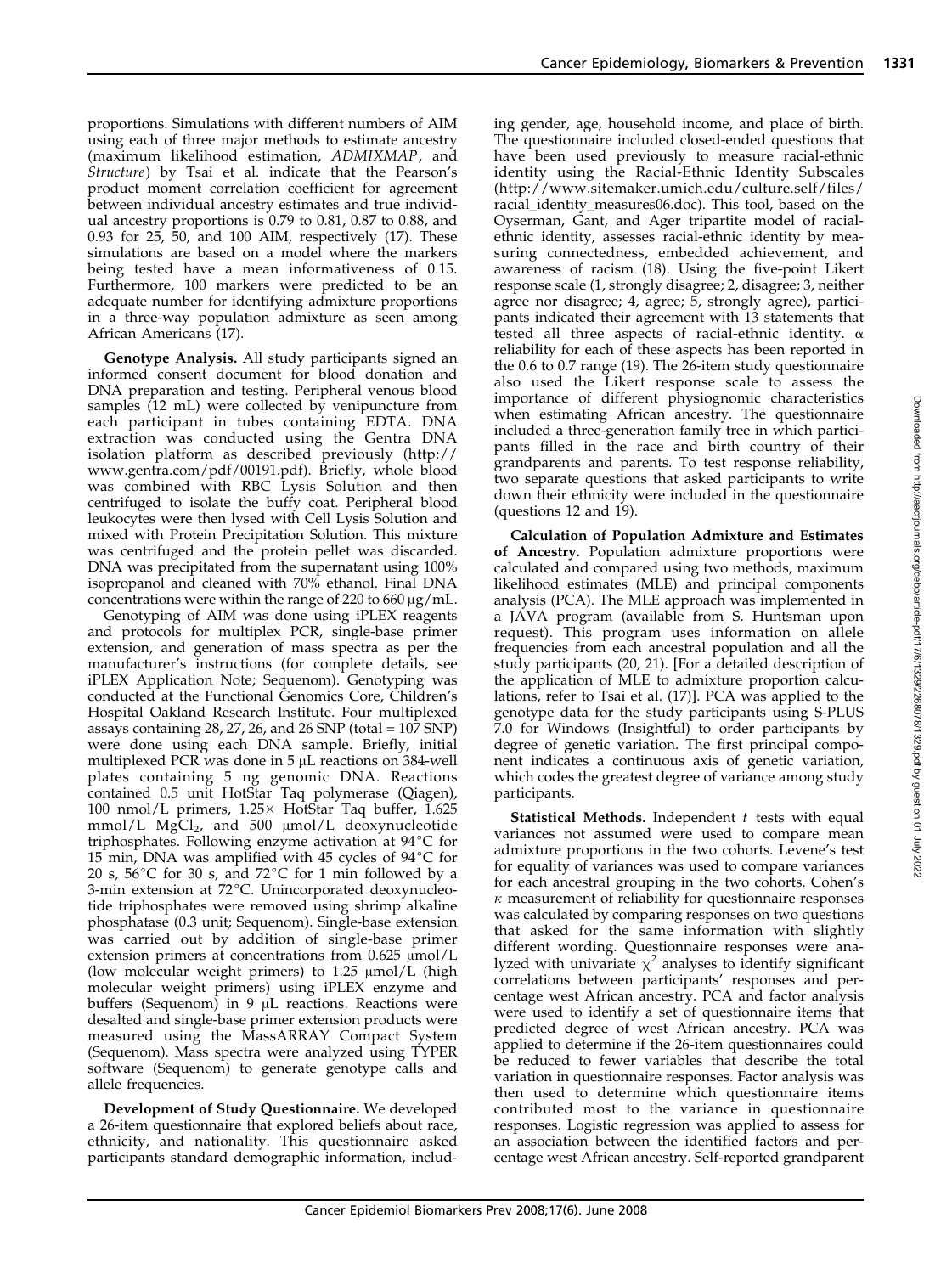proportions. Simulations with different numbers of AIM using each of three major methods to estimate ancestry (maximum likelihood estimation, *ADMIXMAP*, and *Structure*) by Tsai et al. indicate that the Pearson's product moment correlation coefficient for agreement between individual ancestry estimates and true individual ancestry proportions is 0.79 to 0.81, 0.87 to 0.88, and 0.93 for 25, 50, and 100 AIM, respectively (17). These simulations are based on a model where the markers being tested have a mean informativeness of 0.15. Furthermore, 100 markers were predicted to be an adequate number for identifying admixture proportions in a three-way population admixture as seen among African Americans (17).

**Genotype Analysis.** All study participants signed an informed consent document for blood donation and DNA preparation and testing. Peripheral venous blood samples (12 mL) were collected by venipuncture from each participant in tubes containing EDTA. DNA extraction was conducted using the Gentra DNA isolation platform as described previously (http://www.gentra.com/pdf/00191.pdf). Briefly, whole blood was combined with RBC Lysis Solution and then centrifuged to isolate the buffy coat. Peripheral blood leukocytes were then lysed with Cell Lysis Solution and mixed with Protein Precipitation Solution. This mixture was centrifuged and the protein pellet was discarded. DNA was precipitated from the supernatant using 100% isopropanol and cleaned with 70% ethanol. Final DNA concentrations were within the range of 220 to 660 μg/mL.

Genotyping of AIM was done using iPLEX reagents and protocols for multiplex PCR, single-base primer extension, and generation of mass spectra as per the manufacturer's instructions (for complete details, see iPLEX Application Note; Sequenom). Genotyping was conducted at the Functional Genomics Core, Children's Hospital Oakland Research Institute. Four multiplexed assays containing 28, 27, 26, and 26 SNP (total = 107 SNP) were done using each DNA sample. Briefly, initial multiplexed PCR was done in 5 μL reactions on 384-well plates containing 5 ng genomic DNA. Reactions contained 0.5 unit HotStar Taq polymerase (Qiagen), 100 nmol/L primers, 1.25× HotStar Taq buffer, 1.625 mmol/L $MgCl_2$, and 500 μmol/L deoxynucleotide triphosphates. Following enzyme activation at 94°C for 15 min, DNA was amplified with 45 cycles of 94°C for 20 s, 56°C for 30 s, and 72°C for 1 min followed by a 3-min extension at 72°C. Unincorporated deoxynucleotide triphosphates were removed using shrimp alkaline phosphatase (0.3 unit; Sequenom). Single-base extension was carried out by addition of single-base primer extension primers at concentrations from 0.625 μmol/L (low molecular weight primers) to 1.25 μmol/L (high molecular weight primers) using iPLEX enzyme and buffers (Sequenom) in 9 μL reactions. Reactions were desalted and single-base primer extension products were measured using the MassARRAY Compact System (Sequenom). Mass spectra were analyzed using TYPER software (Sequenom) to generate genotype calls and allele frequencies.

**Development of Study Questionnaire.** We developed a 26-item questionnaire that explored beliefs about race, ethnicity, and nationality. This questionnaire asked participants standard demographic information, including gender, age, household income, and place of birth. The questionnaire included closed-ended questions that have been used previously to measure racial-ethnic identity using the Racial-Ethnic Identity Subscales (http://www.sitemaker.umich.edu/culture.self/files/racial_identity_measures06.doc). This tool, based on the Oyserman, Gant, and Ager tripartite model of racial-ethnic identity, assesses racial-ethnic identity by measuring connectedness, embedded achievement, and awareness of racism (18). Using the five-point Likert response scale (1, strongly disagree; 2, disagree; 3, neither agree nor disagree; 4, agree; 5, strongly agree), participants indicated their agreement with 13 statements that tested all three aspects of racial-ethnic identity. α reliability for each of these aspects has been reported in the 0.6 to 0.7 range (19). The 26-item study questionnaire also used the Likert response scale to assess the importance of different physiognomic characteristics when estimating African ancestry. The questionnaire included a three-generation family tree in which participants filled in the race and birth country of their grandparents and parents. To test response reliability, two separate questions that asked participants to write down their ethnicity were included in the questionnaire (questions 12 and 19).

**Calculation of Population Admixture and Estimates of Ancestry.** Population admixture proportions were calculated and compared using two methods, maximum likelihood estimates (MLE) and principal components analysis (PCA). The MLE approach was implemented in a JAVA program (available from S. Huntsman upon request). This program uses information on allele frequencies from each ancestral population and all the study participants (20, 21). [For a detailed description of the application of MLE to admixture proportion calculations, refer to Tsai et al. (17)]. PCA was applied to the genotype data for the study participants using S-PLUS 7.0 for Windows (Insightful) to order participants by degree of genetic variation. The first principal component indicates a continuous axis of genetic variation, which codes the greatest degree of variance among study participants.

**Statistical Methods.** Independent *t* tests with equal variances not assumed were used to compare mean admixture proportions in the two cohorts. Levene's test for equality of variances was used to compare variances for each ancestral grouping in the two cohorts. Cohen's $\kappa$ measurement of reliability for questionnaire responses was calculated by comparing responses on two questions that asked for the same information with slightly different wording. Questionnaire responses were analyzed with univariate $\chi^2$ analyses to identify significant correlations between participants' responses and percentage west African ancestry. PCA and factor analysis were used to identify a set of questionnaire items that predicted degree of west African ancestry. PCA was applied to determine if the 26-item questionnaires could be reduced to fewer variables that describe the total variation in questionnaire responses. Factor analysis was then used to determine which questionnaire items contributed most to the variance in questionnaire responses. Logistic regression was applied to assess for an association between the identified factors and percentage west African ancestry. Self-reported grandparent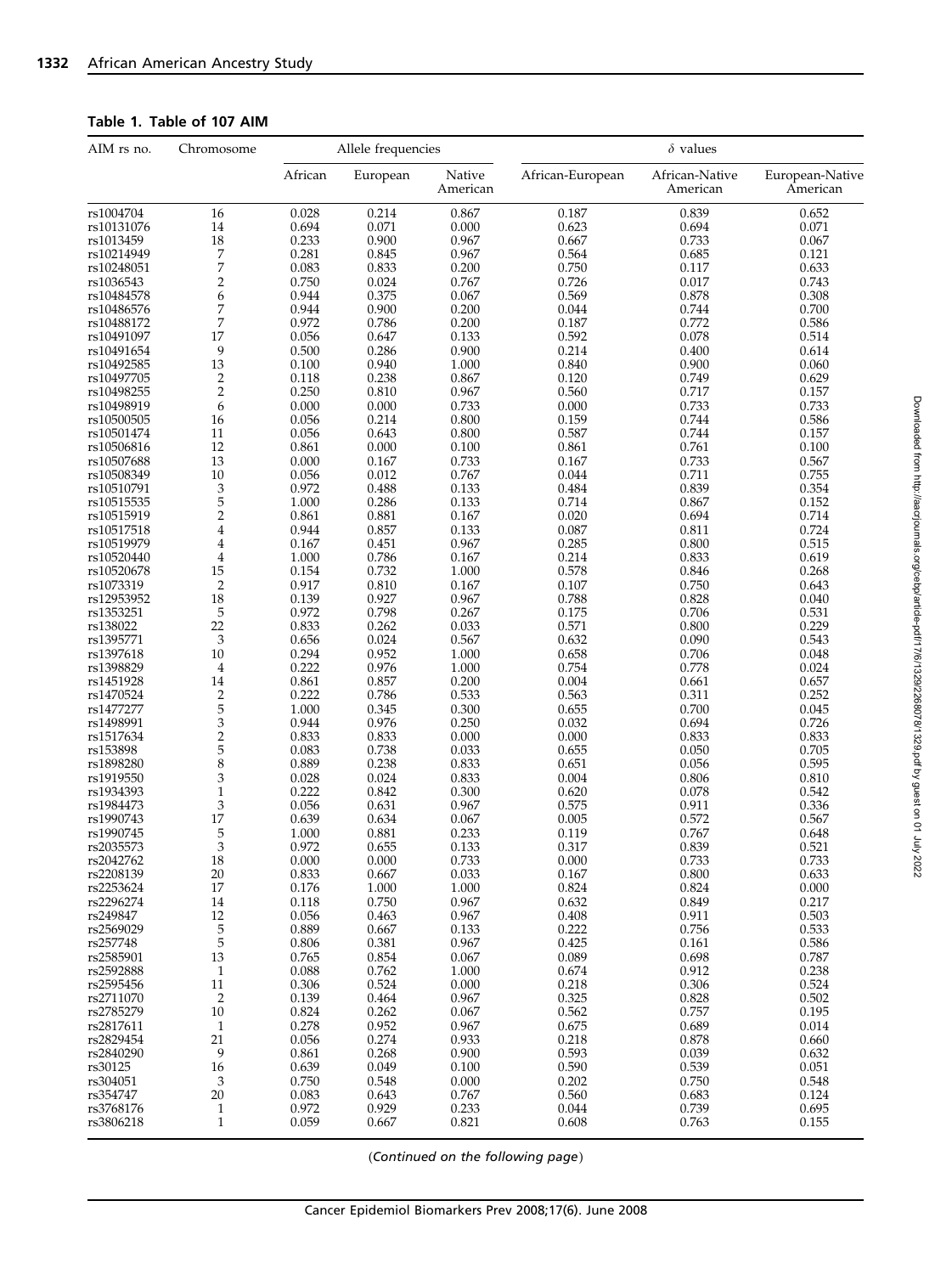**Table 1. Table of 107 AIM**

| AIM rs no. | Chromosome | Allele frequencies | | | δ values | | |
|---|---|---|---|---|---|---|---|
| | | African | European | Native American | African-European | African-Native American | European-Native American |
| rs1004704 | 16 | 0.028 | 0.214 | 0.867 | 0.187 | 0.839 | 0.652 |
| rs10131076 | 14 | 0.694 | 0.071 | 0.000 | 0.623 | 0.694 | 0.071 |
| rs1013459 | 18 | 0.233 | 0.900 | 0.967 | 0.667 | 0.733 | 0.067 |
| rs10214949 | 7 | 0.281 | 0.845 | 0.967 | 0.564 | 0.685 | 0.121 |
| rs10248051 | 7 | 0.083 | 0.833 | 0.200 | 0.750 | 0.117 | 0.633 |
| rs1036543 | 2 | 0.750 | 0.024 | 0.767 | 0.726 | 0.017 | 0.743 |
| rs10484578 | 6 | 0.944 | 0.375 | 0.067 | 0.569 | 0.878 | 0.308 |
| rs10486576 | 7 | 0.944 | 0.900 | 0.200 | 0.044 | 0.744 | 0.700 |
| rs10488172 | 7 | 0.972 | 0.786 | 0.200 | 0.187 | 0.772 | 0.586 |
| rs10491097 | 17 | 0.056 | 0.647 | 0.133 | 0.592 | 0.078 | 0.514 |
| rs10491654 | 9 | 0.500 | 0.286 | 0.900 | 0.214 | 0.400 | 0.614 |
| rs10492585 | 13 | 0.100 | 0.940 | 1.000 | 0.840 | 0.900 | 0.060 |
| rs10497705 | 2 | 0.118 | 0.238 | 0.867 | 0.120 | 0.749 | 0.629 |
| rs10498255 | 2 | 0.250 | 0.810 | 0.967 | 0.560 | 0.717 | 0.157 |
| rs10498919 | 6 | 0.000 | 0.000 | 0.733 | 0.000 | 0.733 | 0.733 |
| rs10500505 | 16 | 0.056 | 0.214 | 0.800 | 0.159 | 0.744 | 0.586 |
| rs10501474 | 11 | 0.056 | 0.643 | 0.800 | 0.587 | 0.744 | 0.157 |
| rs10506816 | 12 | 0.861 | 0.000 | 0.100 | 0.861 | 0.761 | 0.100 |
| rs10507688 | 13 | 0.000 | 0.167 | 0.733 | 0.167 | 0.733 | 0.567 |
| rs10508349 | 10 | 0.056 | 0.012 | 0.767 | 0.044 | 0.711 | 0.755 |
| rs10510791 | 3 | 0.972 | 0.488 | 0.133 | 0.484 | 0.839 | 0.354 |
| rs10515535 | 5 | 1.000 | 0.286 | 0.133 | 0.714 | 0.867 | 0.152 |
| rs10515919 | 2 | 0.861 | 0.881 | 0.167 | 0.020 | 0.694 | 0.714 |
| rs10517518 | 4 | 0.944 | 0.857 | 0.133 | 0.087 | 0.811 | 0.724 |
| rs10519979 | 4 | 0.167 | 0.451 | 0.967 | 0.285 | 0.800 | 0.515 |
| rs10520440 | 4 | 1.000 | 0.786 | 0.167 | 0.214 | 0.833 | 0.619 |
| rs10520678 | 15 | 0.154 | 0.732 | 1.000 | 0.578 | 0.846 | 0.268 |
| rs1073319 | 2 | 0.917 | 0.810 | 0.167 | 0.107 | 0.750 | 0.643 |
| rs12953952 | 18 | 0.139 | 0.927 | 0.967 | 0.788 | 0.828 | 0.040 |
| rs1353251 | 5 | 0.972 | 0.798 | 0.267 | 0.175 | 0.706 | 0.531 |
| rs138022 | 22 | 0.833 | 0.262 | 0.033 | 0.571 | 0.800 | 0.229 |
| rs1395771 | 3 | 0.656 | 0.024 | 0.567 | 0.632 | 0.090 | 0.543 |
| rs1397618 | 10 | 0.294 | 0.952 | 1.000 | 0.658 | 0.706 | 0.048 |
| rs1398829 | 4 | 0.222 | 0.976 | 1.000 | 0.754 | 0.778 | 0.024 |
| rs1451928 | 14 | 0.861 | 0.857 | 0.200 | 0.004 | 0.661 | 0.657 |
| rs1470524 | 2 | 0.222 | 0.786 | 0.533 | 0.563 | 0.311 | 0.252 |
| rs1477277 | 5 | 1.000 | 0.345 | 0.300 | 0.655 | 0.700 | 0.045 |
| rs1498991 | 3 | 0.944 | 0.976 | 0.250 | 0.032 | 0.694 | 0.726 |
| rs1517634 | 2 | 0.833 | 0.833 | 0.000 | 0.000 | 0.833 | 0.833 |
| rs153898 | 5 | 0.083 | 0.738 | 0.033 | 0.655 | 0.050 | 0.705 |
| rs1898280 | 8 | 0.889 | 0.238 | 0.833 | 0.651 | 0.056 | 0.595 |
| rs1919550 | 3 | 0.028 | 0.024 | 0.833 | 0.004 | 0.806 | 0.810 |
| rs1934393 | 1 | 0.222 | 0.842 | 0.300 | 0.620 | 0.078 | 0.542 |
| rs1984473 | 3 | 0.056 | 0.631 | 0.967 | 0.575 | 0.911 | 0.336 |
| rs1990743 | 17 | 0.639 | 0.634 | 0.067 | 0.005 | 0.572 | 0.567 |
| rs1990745 | 5 | 1.000 | 0.881 | 0.233 | 0.119 | 0.767 | 0.648 |
| rs2035573 | 3 | 0.972 | 0.655 | 0.133 | 0.317 | 0.839 | 0.521 |
| rs2042762 | 18 | 0.000 | 0.000 | 0.733 | 0.000 | 0.733 | 0.733 |
| rs2208139 | 20 | 0.833 | 0.667 | 0.033 | 0.167 | 0.800 | 0.633 |
| rs2253624 | 17 | 0.176 | 1.000 | 1.000 | 0.824 | 0.824 | 0.000 |
| rs2296274 | 14 | 0.118 | 0.750 | 0.967 | 0.632 | 0.849 | 0.217 |
| rs249847 | 12 | 0.056 | 0.463 | 0.967 | 0.408 | 0.911 | 0.503 |
| rs2569029 | 5 | 0.889 | 0.667 | 0.133 | 0.222 | 0.756 | 0.533 |
| rs257748 | 5 | 0.806 | 0.381 | 0.967 | 0.425 | 0.161 | 0.586 |
| rs2585901 | 13 | 0.765 | 0.854 | 0.067 | 0.089 | 0.698 | 0.787 |
| rs2592888 | 1 | 0.088 | 0.762 | 1.000 | 0.674 | 0.912 | 0.238 |
| rs2595456 | 11 | 0.306 | 0.524 | 0.000 | 0.218 | 0.306 | 0.524 |
| rs2711070 | 2 | 0.139 | 0.464 | 0.967 | 0.325 | 0.828 | 0.502 |
| rs2785279 | 10 | 0.824 | 0.262 | 0.067 | 0.562 | 0.757 | 0.195 |
| rs2817611 | 1 | 0.278 | 0.952 | 0.967 | 0.675 | 0.689 | 0.014 |
| rs2829454 | 21 | 0.056 | 0.274 | 0.933 | 0.218 | 0.878 | 0.660 |
| rs2840290 | 9 | 0.861 | 0.268 | 0.900 | 0.593 | 0.039 | 0.632 |
| rs30125 | 16 | 0.639 | 0.049 | 0.100 | 0.590 | 0.539 | 0.051 |
| rs304051 | 3 | 0.750 | 0.548 | 0.000 | 0.202 | 0.750 | 0.548 |
| rs354747 | 20 | 0.083 | 0.643 | 0.767 | 0.560 | 0.683 | 0.124 |
| rs3768176 | 1 | 0.972 | 0.929 | 0.233 | 0.044 | 0.739 | 0.695 |
| rs3806218 | 1 | 0.059 | 0.667 | 0.821 | 0.608 | 0.763 | 0.155 |

(*Continued on the following page*)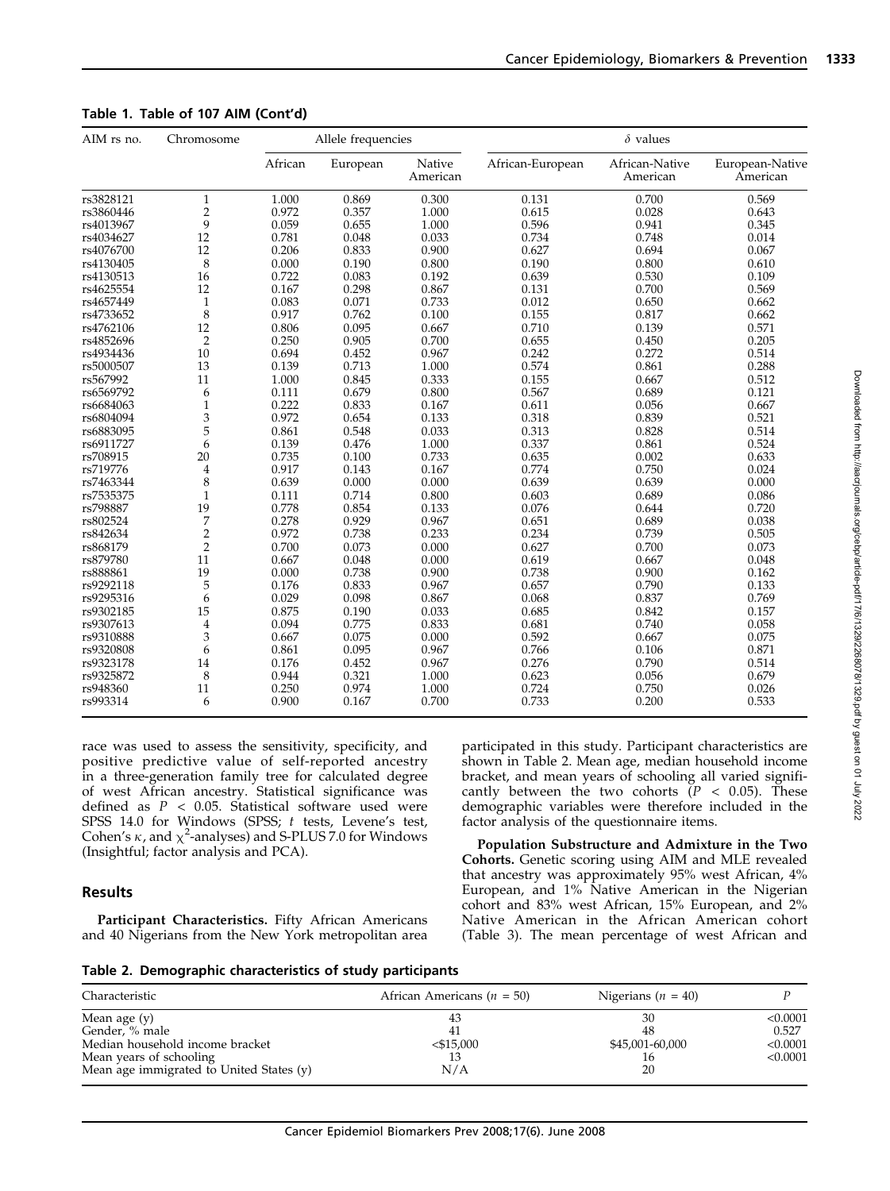**Table 1. Table of 107 AIM (Cont'd)**

| AIM rs no. | Chromosome | Allele frequencies | | | δ values | | |
|---|---|---|---|---|---|---|---|
| | | African | European | Native American | African-European | African-Native American | European-Native American |
| rs3828121 | 1 | 1.000 | 0.869 | 0.300 | 0.131 | 0.700 | 0.569 |
| rs3860446 | 2 | 0.972 | 0.357 | 1.000 | 0.615 | 0.028 | 0.643 |
| rs4013967 | 9 | 0.059 | 0.655 | 1.000 | 0.596 | 0.941 | 0.345 |
| rs4034627 | 12 | 0.781 | 0.048 | 0.033 | 0.734 | 0.748 | 0.014 |
| rs4076700 | 12 | 0.206 | 0.833 | 0.900 | 0.627 | 0.694 | 0.067 |
| rs4130405 | 8 | 0.000 | 0.190 | 0.800 | 0.190 | 0.800 | 0.610 |
| rs4130513 | 16 | 0.722 | 0.083 | 0.192 | 0.639 | 0.530 | 0.109 |
| rs4625554 | 12 | 0.167 | 0.298 | 0.867 | 0.131 | 0.700 | 0.569 |
| rs4657449 | 1 | 0.083 | 0.071 | 0.733 | 0.012 | 0.650 | 0.662 |
| rs4733652 | 8 | 0.917 | 0.762 | 0.100 | 0.155 | 0.817 | 0.662 |
| rs4762106 | 12 | 0.806 | 0.095 | 0.667 | 0.710 | 0.139 | 0.571 |
| rs4852696 | 2 | 0.250 | 0.905 | 0.700 | 0.655 | 0.450 | 0.205 |
| rs4934436 | 10 | 0.694 | 0.452 | 0.967 | 0.242 | 0.272 | 0.514 |
| rs5000507 | 13 | 0.139 | 0.713 | 1.000 | 0.574 | 0.861 | 0.288 |
| rs567992 | 11 | 1.000 | 0.845 | 0.333 | 0.155 | 0.667 | 0.512 |
| rs6569792 | 6 | 0.111 | 0.679 | 0.800 | 0.567 | 0.689 | 0.121 |
| rs6684063 | 1 | 0.222 | 0.833 | 0.167 | 0.611 | 0.056 | 0.667 |
| rs6804094 | 3 | 0.972 | 0.654 | 0.133 | 0.318 | 0.839 | 0.521 |
| rs6883095 | 5 | 0.861 | 0.548 | 0.033 | 0.313 | 0.828 | 0.514 |
| rs6911727 | 6 | 0.139 | 0.476 | 1.000 | 0.337 | 0.861 | 0.524 |
| rs708915 | 20 | 0.735 | 0.100 | 0.733 | 0.635 | 0.002 | 0.633 |
| rs719776 | 4 | 0.917 | 0.143 | 0.167 | 0.774 | 0.750 | 0.024 |
| rs7463344 | 8 | 0.639 | 0.000 | 0.000 | 0.639 | 0.639 | 0.000 |
| rs7535375 | 1 | 0.111 | 0.714 | 0.800 | 0.603 | 0.689 | 0.086 |
| rs798887 | 19 | 0.778 | 0.854 | 0.133 | 0.076 | 0.644 | 0.720 |
| rs802524 | 7 | 0.278 | 0.929 | 0.967 | 0.651 | 0.689 | 0.038 |
| rs842634 | 2 | 0.972 | 0.738 | 0.233 | 0.234 | 0.739 | 0.505 |
| rs868179 | 2 | 0.700 | 0.073 | 0.000 | 0.627 | 0.700 | 0.073 |
| rs879780 | 11 | 0.667 | 0.048 | 0.000 | 0.619 | 0.667 | 0.048 |
| rs888861 | 19 | 0.000 | 0.738 | 0.900 | 0.738 | 0.900 | 0.162 |
| rs9292118 | 5 | 0.176 | 0.833 | 0.967 | 0.657 | 0.790 | 0.133 |
| rs9295316 | 6 | 0.029 | 0.098 | 0.867 | 0.068 | 0.837 | 0.769 |
| rs9302185 | 15 | 0.875 | 0.190 | 0.033 | 0.685 | 0.842 | 0.157 |
| rs9307613 | 4 | 0.094 | 0.775 | 0.833 | 0.681 | 0.740 | 0.058 |
| rs9310888 | 3 | 0.667 | 0.075 | 0.000 | 0.592 | 0.667 | 0.075 |
| rs9320808 | 6 | 0.861 | 0.095 | 0.967 | 0.766 | 0.106 | 0.871 |
| rs9323178 | 14 | 0.176 | 0.452 | 0.967 | 0.276 | 0.790 | 0.514 |
| rs9325872 | 8 | 0.944 | 0.321 | 1.000 | 0.623 | 0.056 | 0.679 |
| rs948360 | 11 | 0.250 | 0.974 | 1.000 | 0.724 | 0.750 | 0.026 |
| rs993314 | 6 | 0.900 | 0.167 | 0.700 | 0.733 | 0.200 | 0.533 |

race was used to assess the sensitivity, specificity, and positive predictive value of self-reported ancestry in a three-generation family tree for calculated degree of west African ancestry. Statistical significance was defined as $P < 0.05$. Statistical software used were SPSS 14.0 for Windows (SPSS; *t* tests, Levene's test, Cohen's $\kappa$, and $\chi^2$-analyses) and S-PLUS 7.0 for Windows (Insightful; factor analysis and PCA).

## Results

**Participant Characteristics.** Fifty African Americans and 40 Nigerians from the New York metropolitan area participated in this study. Participant characteristics are shown in Table 2. Mean age, median household income bracket, and mean years of schooling all varied significantly between the two cohorts ($P < 0.05$). These demographic variables were therefore included in the factor analysis of the questionnaire items.

**Population Substructure and Admixture in the Two Cohorts.** Genetic scoring using AIM and MLE revealed that ancestry was approximately 95% west African, 4% European, and 1% Native American in the Nigerian cohort and 83% west African, 15% European, and 2% Native American in the African American cohort (Table 3). The mean percentage of west African and

**Table 2. Demographic characteristics of study participants**

| Characteristic | African Americans ($n$ = 50) | Nigerians ($n$ = 40) | $P$ |
|---|---|---|---|
| Mean age (y) | 43 | 30 | <0.0001 |
| Gender, % male | 41 | 48 | 0.527 |
| Median household income bracket | <$15,000 | $45,001-60,000 | <0.0001 |
| Mean years of schooling | 13 | 16 | <0.0001 |
| Mean age immigrated to United States (y) | N/A | 20 | |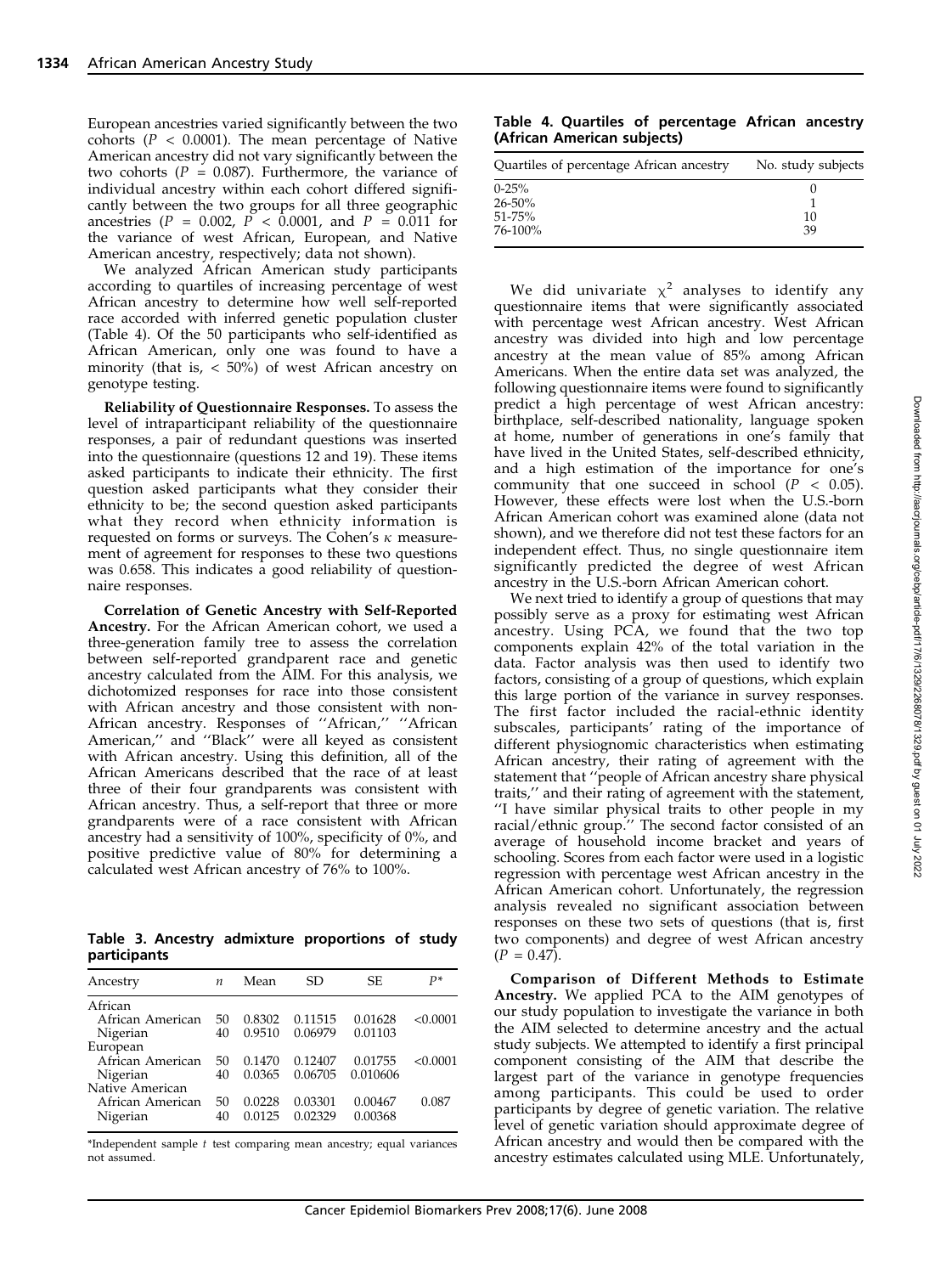European ancestries varied significantly between the two cohorts ($P < 0.0001$). The mean percentage of Native American ancestry did not vary significantly between the two cohorts ($P = 0.087$). Furthermore, the variance of individual ancestry within each cohort differed significantly between the two groups for all three geographic ancestries ($P = 0.002$, $P < 0.0001$, and $P = 0.011$ for the variance of west African, European, and Native American ancestry, respectively; data not shown).

We analyzed African American study participants according to quartiles of increasing percentage of west African ancestry to determine how well self-reported race accorded with inferred genetic population cluster (Table 4). Of the 50 participants who self-identified as African American, only one was found to have a minority (that is, < 50%) of west African ancestry on genotype testing.

**Reliability of Questionnaire Responses.** To assess the level of intraparticipant reliability of the questionnaire responses, a pair of redundant questions was inserted into the questionnaire (questions 12 and 19). These items asked participants to indicate their ethnicity. The first question asked participants what they consider their ethnicity to be; the second question asked participants what they record when ethnicity information is requested on forms or surveys. The Cohen's $\kappa$ measurement of agreement for responses to these two questions was 0.658. This indicates a good reliability of questionnaire responses.

**Correlation of Genetic Ancestry with Self-Reported Ancestry.** For the African American cohort, we used a three-generation family tree to assess the correlation between self-reported grandparent race and genetic ancestry calculated from the AIM. For this analysis, we dichotomized responses for race into those consistent with African ancestry and those consistent with non-African ancestry. Responses of ''African,'' ''African American,'' and ''Black'' were all keyed as consistent with African ancestry. Using this definition, all of the African Americans described that the race of at least three of their four grandparents was consistent with African ancestry. Thus, a self-report that three or more grandparents were of a race consistent with African ancestry had a sensitivity of 100%, specificity of 0%, and positive predictive value of 80% for determining a calculated west African ancestry of 76% to 100%.

**Table 3. Ancestry admixture proportions of study participants**

| Ancestry | $n$ | Mean | SD | SE | $P$* |
|---|---|---|---|---|---|
| African | | | | | |
| African American | 50 | 0.8302 | 0.11515 | 0.01628 | <0.0001 |
| Nigerian | 40 | 0.9510 | 0.06979 | 0.01103 | |
| European | | | | | |
| African American | 50 | 0.1470 | 0.12407 | 0.01755 | <0.0001 |
| Nigerian | 40 | 0.0365 | 0.06705 | 0.010606 | |
| Native American | | | | | |
| African American | 50 | 0.0228 | 0.03301 | 0.00467 | 0.087 |
| Nigerian | 40 | 0.0125 | 0.02329 | 0.00368 | |

*Independent sample $t$ test comparing mean ancestry; equal variances not assumed.

**Table 4. Quartiles of percentage African ancestry (African American subjects)**

| Quartiles of percentage African ancestry | No. study subjects |
|---|---|
| 0-25% | 0 |
| 26-50% | 1 |
| 51-75% | 10 |
| 76-100% | 39 |

We did univariate $\chi^2$ analyses to identify any questionnaire items that were significantly associated with percentage west African ancestry. West African ancestry was divided into high and low percentage ancestry at the mean value of 85% among African Americans. When the entire data set was analyzed, the following questionnaire items were found to significantly predict a high percentage of west African ancestry: birthplace, self-described nationality, language spoken at home, number of generations in one's family that have lived in the United States, self-described ethnicity, and a high estimation of the importance for one's community that one succeed in school ($P < 0.05$). However, these effects were lost when the U.S.-born African American cohort was examined alone (data not shown), and we therefore did not test these factors for an independent effect. Thus, no single questionnaire item significantly predicted the degree of west African ancestry in the U.S.-born African American cohort.

We next tried to identify a group of questions that may possibly serve as a proxy for estimating west African ancestry. Using PCA, we found that the two top components explain 42% of the total variation in the data. Factor analysis was then used to identify two factors, consisting of a group of questions, which explain this large portion of the variance in survey responses. The first factor included the racial-ethnic identity subscales, participants' rating of the importance of different physiognomic characteristics when estimating African ancestry, their rating of agreement with the statement that ''people of African ancestry share physical traits,'' and their rating of agreement with the statement, ''I have similar physical traits to other people in my racial/ethnic group.'' The second factor consisted of an average of household income bracket and years of schooling. Scores from each factor were used in a logistic regression with percentage west African ancestry in the African American cohort. Unfortunately, the regression analysis revealed no significant association between responses on these two sets of questions (that is, first two components) and degree of west African ancestry ($P = 0.47$).

**Comparison of Different Methods to Estimate Ancestry.** We applied PCA to the AIM genotypes of our study population to investigate the variance in both the AIM selected to determine ancestry and the actual study subjects. We attempted to identify a first principal component consisting of the AIM that describe the largest part of the variance in genotype frequencies among participants. This could be used to order participants by degree of genetic variation. The relative level of genetic variation should approximate degree of African ancestry and would then be compared with the ancestry estimates calculated using MLE. Unfortunately,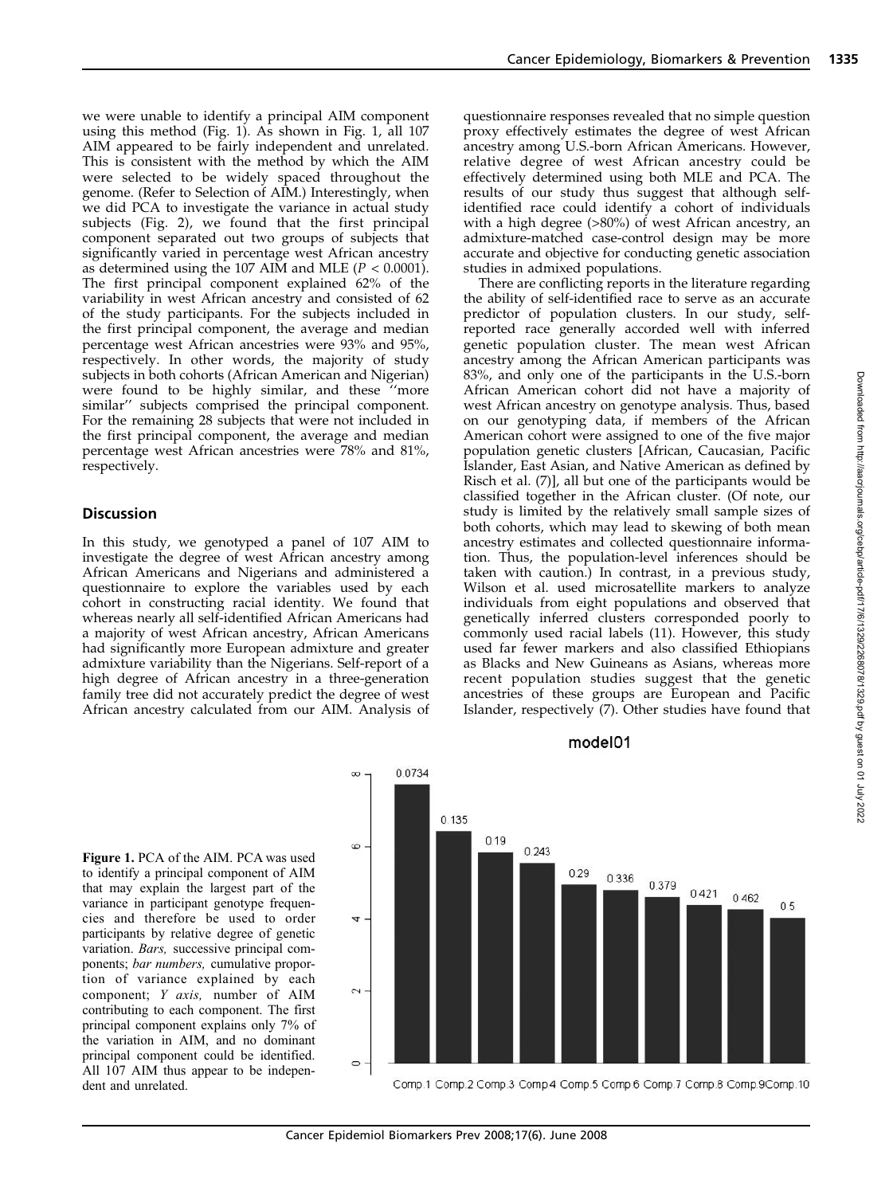we were unable to identify a principal AIM component using this method (Fig. 1). As shown in Fig. 1, all 107 AIM appeared to be fairly independent and unrelated. This is consistent with the method by which the AIM were selected to be widely spaced throughout the genome. (Refer to Selection of AIM.) Interestingly, when we did PCA to investigate the variance in actual study subjects (Fig. 2), we found that the first principal component separated out two groups of subjects that significantly varied in percentage west African ancestry as determined using the 107 AIM and MLE ($P < 0.0001$). The first principal component explained 62% of the variability in west African ancestry and consisted of 62 of the study participants. For the subjects included in the first principal component, the average and median percentage west African ancestries were 93% and 95%, respectively. In other words, the majority of study subjects in both cohorts (African American and Nigerian) were found to be highly similar, and these ''more similar'' subjects comprised the principal component. For the remaining 28 subjects that were not included in the first principal component, the average and median percentage west African ancestries were 78% and 81%, respectively.

## Discussion

In this study, we genotyped a panel of 107 AIM to investigate the degree of west African ancestry among African Americans and Nigerians and administered a questionnaire to explore the variables used by each cohort in constructing racial identity. We found that whereas nearly all self-identified African Americans had a majority of west African ancestry, African Americans had significantly more European admixture and greater admixture variability than the Nigerians. Self-report of a high degree of African ancestry in a three-generation family tree did not accurately predict the degree of west African ancestry calculated from our AIM. Analysis of questionnaire responses revealed that no simple question proxy effectively estimates the degree of west African ancestry among U.S.-born African Americans. However, relative degree of west African ancestry could be effectively determined using both MLE and PCA. The results of our study thus suggest that although self-identified race could identify a cohort of individuals with a high degree (>80%) of west African ancestry, an admixture-matched case-control design may be more accurate and objective for conducting genetic association studies in admixed populations.

There are conflicting reports in the literature regarding the ability of self-identified race to serve as an accurate predictor of population clusters. In our study, self-reported race generally accorded well with inferred genetic population cluster. The mean west African ancestry among the African American participants was 83%, and only one of the participants in the U.S.-born African American cohort did not have a majority of west African ancestry on genotype analysis. Thus, based on our genotyping data, if members of the African American cohort were assigned to one of the five major population genetic clusters [African, Caucasian, Pacific Islander, East Asian, and Native American as defined by Risch et al. (7)], all but one of the participants would be classified together in the African cluster. (Of note, our study is limited by the relatively small sample sizes of both cohorts, which may lead to skewing of both mean ancestry estimates and collected questionnaire information. Thus, the population-level inferences should be taken with caution.) In contrast, in a previous study, Wilson et al. used microsatellite markers to analyze individuals from eight populations and observed that genetically inferred clusters corresponded poorly to commonly used racial labels (11). However, this study used far fewer markers and also classified Ethiopians as Blacks and New Guineans as Asians, whereas more recent population studies suggest that the genetic ancestries of these groups are European and Pacific Islander, respectively (7). Other studies have found that

**Figure 1.** PCA of the AIM. PCA was used to identify a principal component of AIM that may explain the largest part of the variance in participant genotype frequencies and therefore be used to order participants by relative degree of genetic variation. *Bars,* successive principal components; *bar numbers,* cumulative proportion of variance explained by each component; *Y axis,* number of AIM contributing to each component. The first principal component explains only 7% of the variation in AIM, and no dominant principal component could be identified. All 107 AIM thus appear to be independent and unrelated.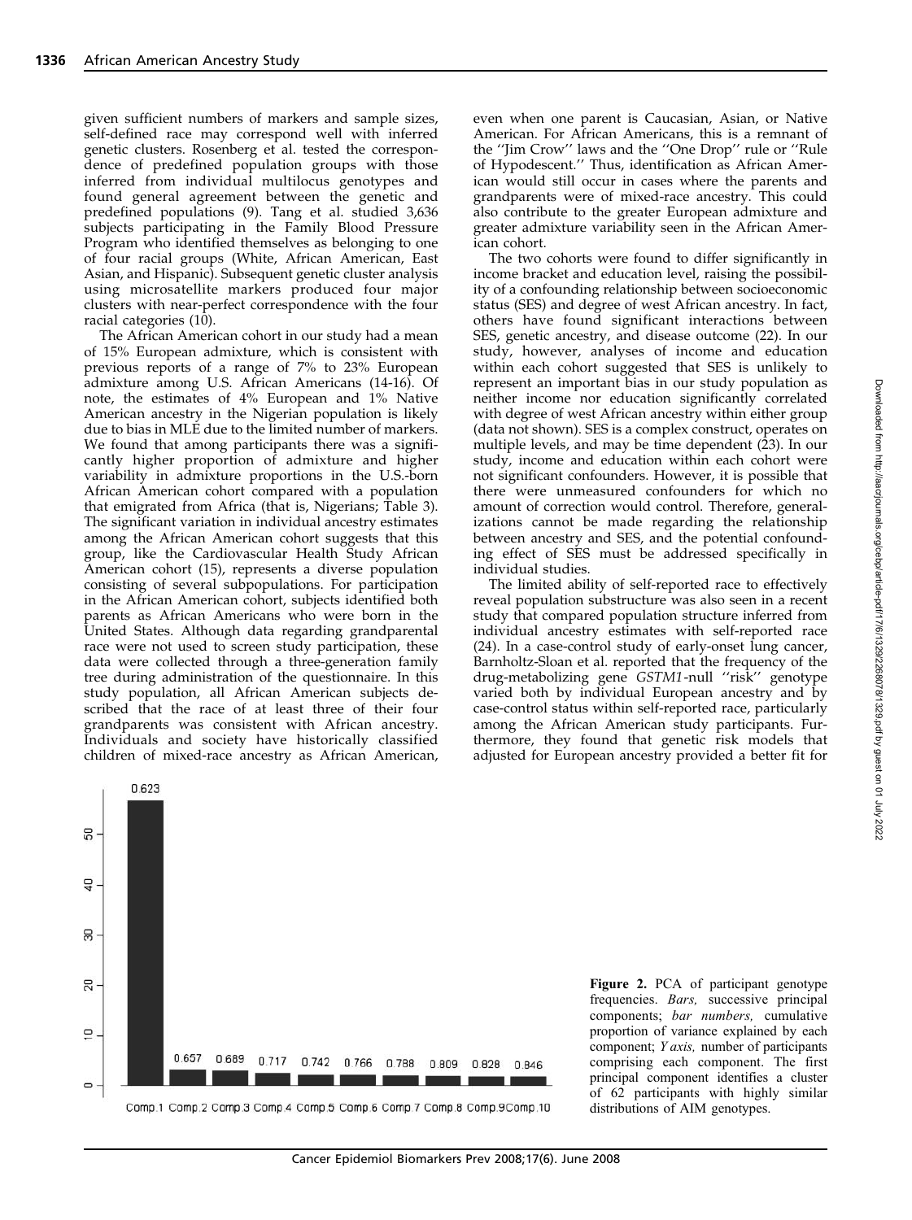given sufficient numbers of markers and sample sizes, self-defined race may correspond well with inferred genetic clusters. Rosenberg et al. tested the correspondence of predefined population groups with those inferred from individual multilocus genotypes and found general agreement between the genetic and predefined populations (9). Tang et al. studied 3,636 subjects participating in the Family Blood Pressure Program who identified themselves as belonging to one of four racial groups (White, African American, East Asian, and Hispanic). Subsequent genetic cluster analysis using microsatellite markers produced four major clusters with near-perfect correspondence with the four racial categories (10).

The African American cohort in our study had a mean of 15% European admixture, which is consistent with previous reports of a range of 7% to 23% European admixture among U.S. African Americans (14-16). Of note, the estimates of 4% European and 1% Native American ancestry in the Nigerian population is likely due to bias in MLE due to the limited number of markers. We found that among participants there was a significantly higher proportion of admixture and higher variability in admixture proportions in the U.S.-born African American cohort compared with a population that emigrated from Africa (that is, Nigerians; Table 3). The significant variation in individual ancestry estimates among the African American cohort suggests that this group, like the Cardiovascular Health Study African American cohort (15), represents a diverse population consisting of several subpopulations. For participation in the African American cohort, subjects identified both parents as African Americans who were born in the United States. Although data regarding grandparental race were not used to screen study participation, these data were collected through a three-generation family tree during administration of the questionnaire. In this study population, all African American subjects described that the race of at least three of their four grandparents was consistent with African ancestry. Individuals and society have historically classified children of mixed-race ancestry as African American, even when one parent is Caucasian, Asian, or Native American. For African Americans, this is a remnant of the ''Jim Crow'' laws and the ''One Drop'' rule or ''Rule of Hypodescent.'' Thus, identification as African American would still occur in cases where the parents and grandparents were of mixed-race ancestry. This could also contribute to the greater European admixture and greater admixture variability seen in the African American cohort.

The two cohorts were found to differ significantly in income bracket and education level, raising the possibility of a confounding relationship between socioeconomic status (SES) and degree of west African ancestry. In fact, others have found significant interactions between SES, genetic ancestry, and disease outcome (22). In our study, however, analyses of income and education within each cohort suggested that SES is unlikely to represent an important bias in our study population as neither income nor education significantly correlated with degree of west African ancestry within either group (data not shown). SES is a complex construct, operates on multiple levels, and may be time dependent (23). In our study, income and education within each cohort were not significant confounders. However, it is possible that there were unmeasured confounders for which no amount of correction would control. Therefore, generalizations cannot be made regarding the relationship between ancestry and SES, and the potential confounding effect of SES must be addressed specifically in individual studies.

The limited ability of self-reported race to effectively reveal population substructure was also seen in a recent study that compared population structure inferred from individual ancestry estimates with self-reported race (24). In a case-control study of early-onset lung cancer, Barnholtz-Sloan et al. reported that the frequency of the drug-metabolizing gene *GSTM1*-null ''risk'' genotype varied both by individual European ancestry and by case-control status within self-reported race, particularly among the African American study participants. Furthermore, they found that genetic risk models that adjusted for European ancestry provided a better fit for

0.623

0.657 0.689 0.717 0.742 0.766 0.788 0.809 0.828 0.846

0 10 20 30 40 50

Comp.1 Comp.2 Comp.3 Comp.4 Comp.5 Comp.6 Comp.7 Comp.8 Comp.9 Comp.10

**Figure 2.** PCA of participant genotype frequencies. *Bars,* successive principal components; *bar numbers,* cumulative proportion of variance explained by each component; *Y axis,* number of participants comprising each component. The first principal component identifies a cluster of 62 participants with highly similar distributions of AIM genotypes.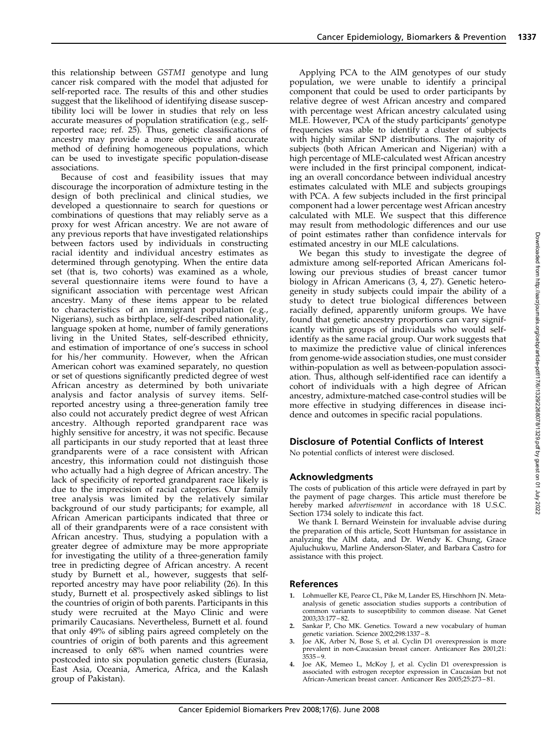this relationship between *GSTM1* genotype and lung cancer risk compared with the model that adjusted for self-reported race. The results of this and other studies suggest that the likelihood of identifying disease susceptibility loci will be lower in studies that rely on less accurate measures of population stratification (e.g., self-reported race; ref. 25). Thus, genetic classifications of ancestry may provide a more objective and accurate method of defining homogeneous populations, which can be used to investigate specific population-disease associations.

Because of cost and feasibility issues that may discourage the incorporation of admixture testing in the design of both preclinical and clinical studies, we developed a questionnaire to search for questions or combinations of questions that may reliably serve as a proxy for west African ancestry. We are not aware of any previous reports that have investigated relationships between factors used by individuals in constructing racial identity and individual ancestry estimates as determined through genotyping. When the entire data set (that is, two cohorts) was examined as a whole, several questionnaire items were found to have a significant association with percentage west African ancestry. Many of these items appear to be related to characteristics of an immigrant population (e.g., Nigerians), such as birthplace, self-described nationality, language spoken at home, number of family generations living in the United States, self-described ethnicity, and estimation of importance of one's success in school for his/her community. However, when the African American cohort was examined separately, no question or set of questions significantly predicted degree of west African ancestry as determined by both univariate analysis and factor analysis of survey items. Self-reported ancestry using a three-generation family tree also could not accurately predict degree of west African ancestry. Although reported grandparent race was highly sensitive for ancestry, it was not specific. Because all participants in our study reported that at least three grandparents were of a race consistent with African ancestry, this information could not distinguish those who actually had a high degree of African ancestry. The lack of specificity of reported grandparent race likely is due to the imprecision of racial categories. Our family tree analysis was limited by the relatively similar background of our study participants; for example, all African American participants indicated that three or all of their grandparents were of a race consistent with African ancestry. Thus, studying a population with a greater degree of admixture may be more appropriate for investigating the utility of a three-generation family tree in predicting degree of African ancestry. A recent study by Burnett et al., however, suggests that self-reported ancestry may have poor reliability (26). In this study, Burnett et al. prospectively asked siblings to list the countries of origin of both parents. Participants in this study were recruited at the Mayo Clinic and were primarily Caucasians. Nevertheless, Burnett et al. found that only 49% of sibling pairs agreed completely on the countries of origin of both parents and this agreement increased to only 68% when named countries were postcoded into six population genetic clusters (Eurasia, East Asia, Oceania, America, Africa, and the Kalash group of Pakistan).

Applying PCA to the AIM genotypes of our study population, we were unable to identify a principal component that could be used to order participants by relative degree of west African ancestry and compared with percentage west African ancestry calculated using MLE. However, PCA of the study participants' genotype frequencies was able to identify a cluster of subjects with highly similar SNP distributions. The majority of subjects (both African American and Nigerian) with a high percentage of MLE-calculated west African ancestry were included in the first principal component, indicating an overall concordance between individual ancestry estimates calculated with MLE and subjects groupings with PCA. A few subjects included in the first principal component had a lower percentage west African ancestry calculated with MLE. We suspect that this difference may result from methodologic differences and our use of point estimates rather than confidence intervals for estimated ancestry in our MLE calculations.

We began this study to investigate the degree of admixture among self-reported African Americans following our previous studies of breast cancer tumor biology in African Americans (3, 4, 27). Genetic heterogeneity in study subjects could impair the ability of a study to detect true biological differences between racially defined, apparently uniform groups. We have found that genetic ancestry proportions can vary significantly within groups of individuals who would self-identify as the same racial group. Our work suggests that to maximize the predictive value of clinical inferences from genome-wide association studies, one must consider within-population as well as between-population association. Thus, although self-identified race can identify a cohort of individuals with a high degree of African ancestry, admixture-matched case-control studies will be more effective in studying differences in disease incidence and outcomes in specific racial populations.

## Disclosure of Potential Conflicts of Interest

No potential conflicts of interest were disclosed.

## Acknowledgments

The costs of publication of this article were defrayed in part by the payment of page charges. This article must therefore be hereby marked *advertisement* in accordance with 18 U.S.C. Section 1734 solely to indicate this fact.

We thank I. Bernard Weinstein for invaluable advise during the preparation of this article, Scott Huntsman for assistance in analyzing the AIM data, and Dr. Wendy K. Chung, Grace Ajuluchukwu, Marline Anderson-Slater, and Barbara Castro for assistance with this project.

## References

1. Lohmueller KE, Pearce CL, Pike M, Lander ES, Hirschhorn JN. Meta-analysis of genetic association studies supports a contribution of common variants to susceptibility to common disease. Nat Genet 2003;33:177–82.
2. Sankar P, Cho MK. Genetics. Toward a new vocabulary of human genetic variation. Science 2002;298:1337–8.
3. Joe AK, Arber N, Bose S, et al. Cyclin D1 overexpression is more prevalent in non-Caucasian breast cancer. Anticancer Res 2001;21:3535–9.
4. Joe AK, Memeo L, McKoy J, et al. Cyclin D1 overexpression is associated with estrogen receptor expression in Caucasian but not African-American breast cancer. Anticancer Res 2005;25:273–81.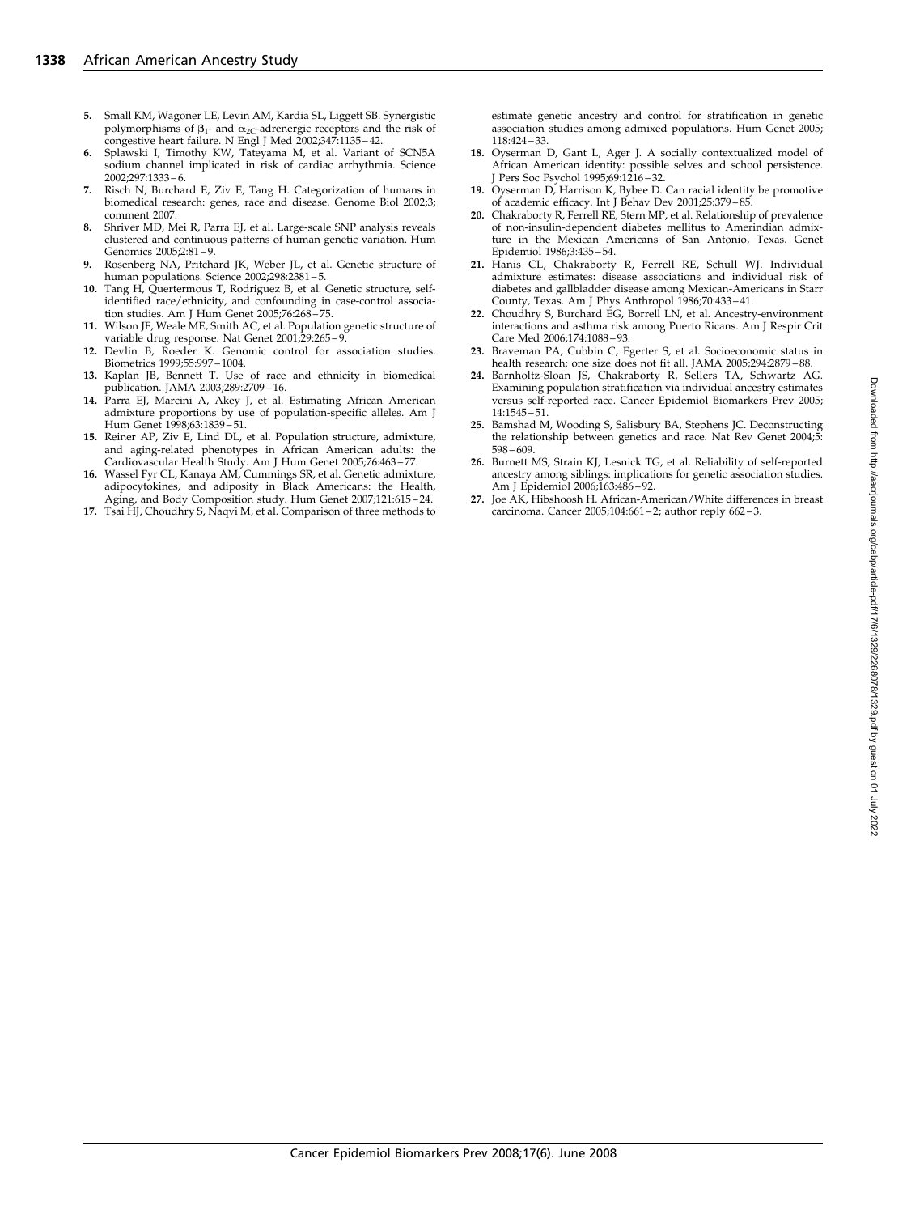5. Small KM, Wagoner LE, Levin AM, Kardia SL, Liggett SB. Synergistic polymorphisms of $\beta_1$- and $\alpha_{2C}$-adrenergic receptors and the risk of congestive heart failure. N Engl J Med 2002;347:1135–42.
6. Splawski I, Timothy KW, Tateyama M, et al. Variant of SCN5A sodium channel implicated in risk of cardiac arrhythmia. Science 2002;297:1333–6.
7. Risch N, Burchard E, Ziv E, Tang H. Categorization of humans in biomedical research: genes, race and disease. Genome Biol 2002;3; comment 2007.
8. Shriver MD, Mei R, Parra EJ, et al. Large-scale SNP analysis reveals clustered and continuous patterns of human genetic variation. Hum Genomics 2005;2:81–9.
9. Rosenberg NA, Pritchard JK, Weber JL, et al. Genetic structure of human populations. Science 2002;298:2381–5.
10. Tang H, Quertermous T, Rodriguez B, et al. Genetic structure, self-identified race/ethnicity, and confounding in case-control association studies. Am J Hum Genet 2005;76:268–75.
11. Wilson JF, Weale ME, Smith AC, et al. Population genetic structure of variable drug response. Nat Genet 2001;29:265–9.
12. Devlin B, Roeder K. Genomic control for association studies. Biometrics 1999;55:997–1004.
13. Kaplan JB, Bennett T. Use of race and ethnicity in biomedical publication. JAMA 2003;289:2709–16.
14. Parra EJ, Marcini A, Akey J, et al. Estimating African American admixture proportions by use of population-specific alleles. Am J Hum Genet 1998;63:1839–51.
15. Reiner AP, Ziv E, Lind DL, et al. Population structure, admixture, and aging-related phenotypes in African American adults: the Cardiovascular Health Study. Am J Hum Genet 2005;76:463–77.
16. Wassel Fyr CL, Kanaya AM, Cummings SR, et al. Genetic admixture, adipocytokines, and adiposity in Black Americans: the Health, Aging, and Body Composition study. Hum Genet 2007;121:615–24.
17. Tsai HJ, Choudhry S, Naqvi M, et al. Comparison of three methods to estimate genetic ancestry and control for stratification in genetic association studies among admixed populations. Hum Genet 2005; 118:424–33.
18. Oyserman D, Gant L, Ager J. A socially contextualized model of African American identity: possible selves and school persistence. J Pers Soc Psychol 1995;69:1216–32.
19. Oyserman D, Harrison K, Bybee D. Can racial identity be promotive of academic efficacy. Int J Behav Dev 2001;25:379–85.
20. Chakraborty R, Ferrell RE, Stern MP, et al. Relationship of prevalence of non-insulin-dependent diabetes mellitus to Amerindian admixture in the Mexican Americans of San Antonio, Texas. Genet Epidemiol 1986;3:435–54.
21. Hanis CL, Chakraborty R, Ferrell RE, Schull WJ. Individual admixture estimates: disease associations and individual risk of diabetes and gallbladder disease among Mexican-Americans in Starr County, Texas. Am J Phys Anthropol 1986;70:433–41.
22. Choudhry S, Burchard EG, Borrell LN, et al. Ancestry-environment interactions and asthma risk among Puerto Ricans. Am J Respir Crit Care Med 2006;174:1088–93.
23. Braveman PA, Cubbin C, Egerter S, et al. Socioeconomic status in health research: one size does not fit all. JAMA 2005;294:2879–88.
24. Barnholtz-Sloan JS, Chakraborty R, Sellers TA, Schwartz AG. Examining population stratification via individual ancestry estimates versus self-reported race. Cancer Epidemiol Biomarkers Prev 2005; 14:1545–51.
25. Bamshad M, Wooding S, Salisbury BA, Stephens JC. Deconstructing the relationship between genetics and race. Nat Rev Genet 2004;5: 598–609.
26. Burnett MS, Strain KJ, Lesnick TG, et al. Reliability of self-reported ancestry among siblings: implications for genetic association studies. Am J Epidemiol 2006;163:486–92.
27. Joe AK, Hibshoosh H. African-American/White differences in breast carcinoma. Cancer 2005;104:661–2; author reply 662–3.